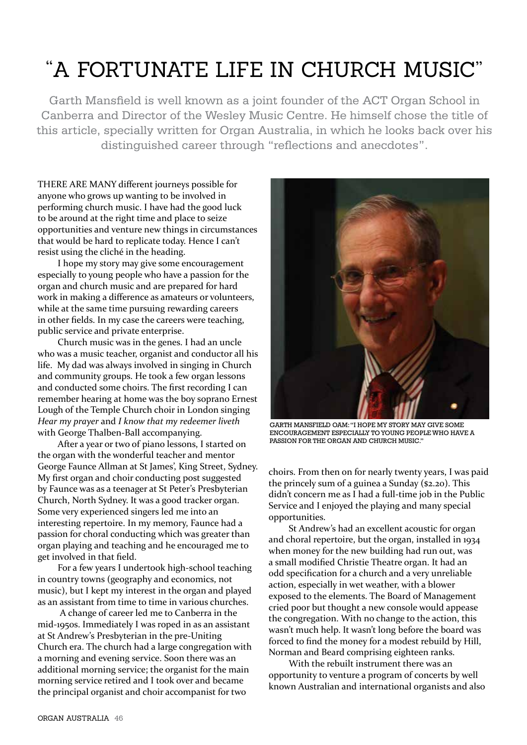# "A FORTUNATE LIFE IN CHURCH MUSIC"

Garth Mansfield is well known as a joint founder of the ACT Organ School in Canberra and Director of the Wesley Music Centre. He himself chose the title of this article, specially written for Organ Australia, in which he looks back over his distinguished career through "reflections and anecdotes".

THERE ARE MANY different journeys possible for anyone who grows up wanting to be involved in performing church music. I have had the good luck to be around at the right time and place to seize opportunities and venture new things in circumstances that would be hard to replicate today. Hence I can't resist using the cliché in the heading.

I hope my story may give some encouragement especially to young people who have a passion for the organ and church music and are prepared for hard work in making a difference as amateurs or volunteers, while at the same time pursuing rewarding careers in other fields. In my case the careers were teaching, public service and private enterprise.

Church music was in the genes. I had an uncle who was a music teacher, organist and conductor all his life. My dad was always involved in singing in Church and community groups. He took a few organ lessons and conducted some choirs. The first recording I can remember hearing at home was the boy soprano Ernest Lough of the Temple Church choir in London singing *Hear my prayer* and *I know that my redeemer liveth* with George Thalben-Ball accompanying.

After a year or two of piano lessons, I started on the organ with the wonderful teacher and mentor George Faunce Allman at St James', King Street, Sydney. My first organ and choir conducting post suggested by Faunce was as a teenager at St Peter's Presbyterian Church, North Sydney. It was a good tracker organ. Some very experienced singers led me into an interesting repertoire. In my memory, Faunce had a passion for choral conducting which was greater than organ playing and teaching and he encouraged me to get involved in that field.

For a few years I undertook high-school teaching in country towns (geography and economics, not music), but I kept my interest in the organ and played as an assistant from time to time in various churches.

A change of career led me to Canberra in the mid-1950s. Immediately I was roped in as an assistant at St Andrew's Presbyterian in the pre-Uniting Church era. The church had a large congregation with a morning and evening service. Soon there was an additional morning service; the organist for the main morning service retired and I took over and became the principal organist and choir accompanist for two choirs. From then on for nearly twenty years, I was paid the princely sum of a guinea a Sunday ($2.20). This didn't concern me as I had a full-time job in the Public Service and I enjoyed the playing and many special opportunities.

GARTH MANSFIELD OAM: "I HOPE MY STORY MAY GIVE SOME ENCOURAGEMENT ESPECIALLY TO YOUNG PEOPLE WHO HAVE A PASSION FOR THE ORGAN AND CHURCH MUSIC."

St Andrew's had an excellent acoustic for organ and choral repertoire, but the organ, installed in 1934 when money for the new building had run out, was a small modified Christie Theatre organ. It had an odd specification for a church and a very unreliable action, especially in wet weather, with a blower exposed to the elements. The Board of Management cried poor but thought a new console would appease the congregation. With no change to the action, this wasn't much help. It wasn't long before the board was forced to find the money for a modest rebuild by Hill, Norman and Beard comprising eighteen ranks.

With the rebuilt instrument there was an opportunity to venture a program of concerts by well known Australian and international organists and also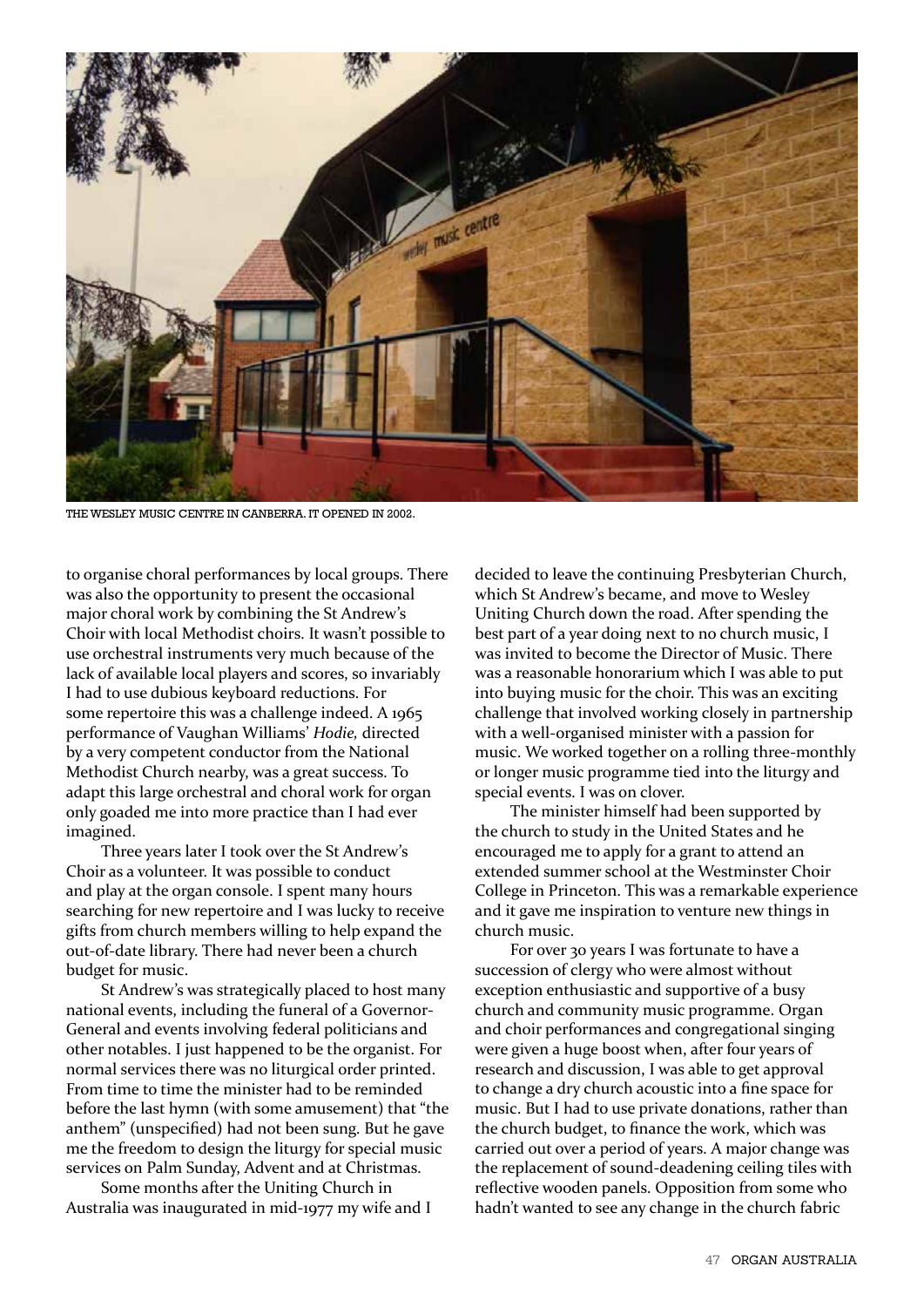THE WESLEY MUSIC CENTRE IN CANBERRA. IT OPENED IN 2002.

to organise choral performances by local groups. There was also the opportunity to present the occasional major choral work by combining the St Andrew's Choir with local Methodist choirs. It wasn't possible to use orchestral instruments very much because of the lack of available local players and scores, so invariably I had to use dubious keyboard reductions. For some repertoire this was a challenge indeed. A 1965 performance of Vaughan Williams' *Hodie,* directed by a very competent conductor from the National Methodist Church nearby, was a great success. To adapt this large orchestral and choral work for organ only goaded me into more practice than I had ever imagined.

Three years later I took over the St Andrew's Choir as a volunteer. It was possible to conduct and play at the organ console. I spent many hours searching for new repertoire and I was lucky to receive gifts from church members willing to help expand the out-of-date library. There had never been a church budget for music.

St Andrew's was strategically placed to host many national events, including the funeral of a Governor-General and events involving federal politicians and other notables. I just happened to be the organist. For normal services there was no liturgical order printed. From time to time the minister had to be reminded before the last hymn (with some amusement) that "the anthem" (unspecified) had not been sung. But he gave me the freedom to design the liturgy for special music services on Palm Sunday, Advent and at Christmas.

Some months after the Uniting Church in Australia was inaugurated in mid-1977 my wife and I decided to leave the continuing Presbyterian Church, which St Andrew's became, and move to Wesley Uniting Church down the road. After spending the best part of a year doing next to no church music, I was invited to become the Director of Music. There was a reasonable honorarium which I was able to put into buying music for the choir. This was an exciting challenge that involved working closely in partnership with a well-organised minister with a passion for music. We worked together on a rolling three-monthly or longer music programme tied into the liturgy and special events. I was on clover.

The minister himself had been supported by the church to study in the United States and he encouraged me to apply for a grant to attend an extended summer school at the Westminster Choir College in Princeton. This was a remarkable experience and it gave me inspiration to venture new things in church music.

For over 30 years I was fortunate to have a succession of clergy who were almost without exception enthusiastic and supportive of a busy church and community music programme. Organ and choir performances and congregational singing were given a huge boost when, after four years of research and discussion, I was able to get approval to change a dry church acoustic into a fine space for music. But I had to use private donations, rather than the church budget, to finance the work, which was carried out over a period of years. A major change was the replacement of sound-deadening ceiling tiles with reflective wooden panels. Opposition from some who hadn't wanted to see any change in the church fabric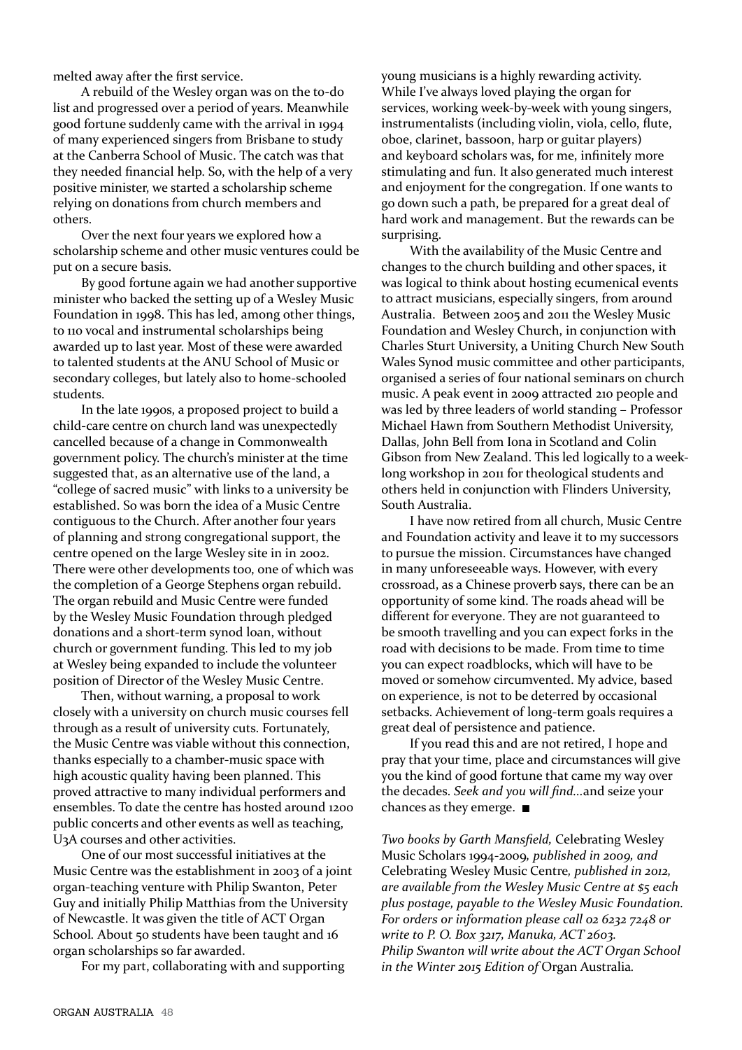melted away after the first service.

A rebuild of the Wesley organ was on the to-do list and progressed over a period of years. Meanwhile good fortune suddenly came with the arrival in 1994 of many experienced singers from Brisbane to study at the Canberra School of Music. The catch was that they needed financial help. So, with the help of a very positive minister, we started a scholarship scheme relying on donations from church members and others.

Over the next four years we explored how a scholarship scheme and other music ventures could be put on a secure basis.

By good fortune again we had another supportive minister who backed the setting up of a Wesley Music Foundation in 1998. This has led, among other things, to 110 vocal and instrumental scholarships being awarded up to last year. Most of these were awarded to talented students at the ANU School of Music or secondary colleges, but lately also to home-schooled students.

In the late 1990s, a proposed project to build a child-care centre on church land was unexpectedly cancelled because of a change in Commonwealth government policy. The church's minister at the time suggested that, as an alternative use of the land, a "college of sacred music" with links to a university be established. So was born the idea of a Music Centre contiguous to the Church. After another four years of planning and strong congregational support, the centre opened on the large Wesley site in in 2002. There were other developments too, one of which was the completion of a George Stephens organ rebuild. The organ rebuild and Music Centre were funded by the Wesley Music Foundation through pledged donations and a short-term synod loan, without church or government funding. This led to my job at Wesley being expanded to include the volunteer position of Director of the Wesley Music Centre.

Then, without warning, a proposal to work closely with a university on church music courses fell through as a result of university cuts. Fortunately, the Music Centre was viable without this connection, thanks especially to a chamber-music space with high acoustic quality having been planned. This proved attractive to many individual performers and ensembles. To date the centre has hosted around 1200 public concerts and other events as well as teaching, U3A courses and other activities.

One of our most successful initiatives at the Music Centre was the establishment in 2003 of a joint organ-teaching venture with Philip Swanton, Peter Guy and initially Philip Matthias from the University of Newcastle. It was given the title of ACT Organ School. About 50 students have been taught and 16 organ scholarships so far awarded.

For my part, collaborating with and supporting young musicians is a highly rewarding activity. While I've always loved playing the organ for services, working week-by-week with young singers, instrumentalists (including violin, viola, cello, flute, oboe, clarinet, bassoon, harp or guitar players) and keyboard scholars was, for me, infinitely more stimulating and fun. It also generated much interest and enjoyment for the congregation. If one wants to go down such a path, be prepared for a great deal of hard work and management. But the rewards can be surprising.

With the availability of the Music Centre and changes to the church building and other spaces, it was logical to think about hosting ecumenical events to attract musicians, especially singers, from around Australia. Between 2005 and 2011 the Wesley Music Foundation and Wesley Church, in conjunction with Charles Sturt University, a Uniting Church New South Wales Synod music committee and other participants, organised a series of four national seminars on church music. A peak event in 2009 attracted 210 people and was led by three leaders of world standing – Professor Michael Hawn from Southern Methodist University, Dallas, John Bell from Iona in Scotland and Colin Gibson from New Zealand. This led logically to a week-long workshop in 2011 for theological students and others held in conjunction with Flinders University, South Australia.

I have now retired from all church, Music Centre and Foundation activity and leave it to my successors to pursue the mission. Circumstances have changed in many unforeseeable ways. However, with every crossroad, as a Chinese proverb says, there can be an opportunity of some kind. The roads ahead will be different for everyone. They are not guaranteed to be smooth travelling and you can expect forks in the road with decisions to be made. From time to time you can expect roadblocks, which will have to be moved or somehow circumvented. My advice, based on experience, is not to be deterred by occasional setbacks. Achievement of long-term goals requires a great deal of persistence and patience.

If you read this and are not retired, I hope and pray that your time, place and circumstances will give you the kind of good fortune that came my way over the decades. *Seek and you will find...*and seize your chances as they emerge. ■

*Two books by Garth Mansfield,* Celebrating Wesley Music Scholars 1994-2009*, published in 2009, and* Celebrating Wesley Music Centre*, published in 2012, are available from the Wesley Music Centre at $5 each plus postage, payable to the Wesley Music Foundation. For orders or information please call 02 6232 7248 or write to P. O. Box 3217, Manuka, ACT 2603.*
*Philip Swanton will write about the ACT Organ School in the Winter 2015 Edition of* Organ Australia*.*